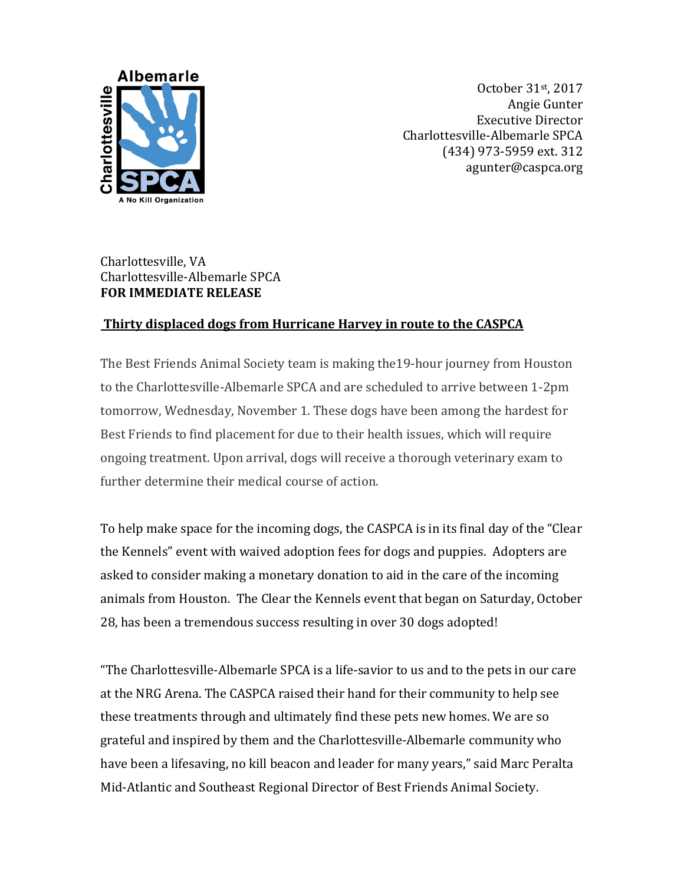Albemarle
Charlottesville
SPCA
A No Kill Organization

October 31st, 2017
Angie Gunter
Executive Director
Charlottesville-Albemarle SPCA
(434) 973-5959 ext. 312
agunter@caspca.org

Charlottesville, VA
Charlottesville-Albemarle SPCA
**FOR IMMEDIATE RELEASE**

**Thirty displaced dogs from Hurricane Harvey in route to the CASPCA**

The Best Friends Animal Society team is making the19-hour journey from Houston to the Charlottesville-Albemarle SPCA and are scheduled to arrive between 1-2pm tomorrow, Wednesday, November 1. These dogs have been among the hardest for Best Friends to find placement for due to their health issues, which will require ongoing treatment. Upon arrival, dogs will receive a thorough veterinary exam to further determine their medical course of action.

To help make space for the incoming dogs, the CASPCA is in its final day of the "Clear the Kennels" event with waived adoption fees for dogs and puppies. Adopters are asked to consider making a monetary donation to aid in the care of the incoming animals from Houston. The Clear the Kennels event that began on Saturday, October 28, has been a tremendous success resulting in over 30 dogs adopted!

"The Charlottesville-Albemarle SPCA is a life-savior to us and to the pets in our care at the NRG Arena. The CASPCA raised their hand for their community to help see these treatments through and ultimately find these pets new homes. We are so grateful and inspired by them and the Charlottesville-Albemarle community who have been a lifesaving, no kill beacon and leader for many years," said Marc Peralta Mid-Atlantic and Southeast Regional Director of Best Friends Animal Society.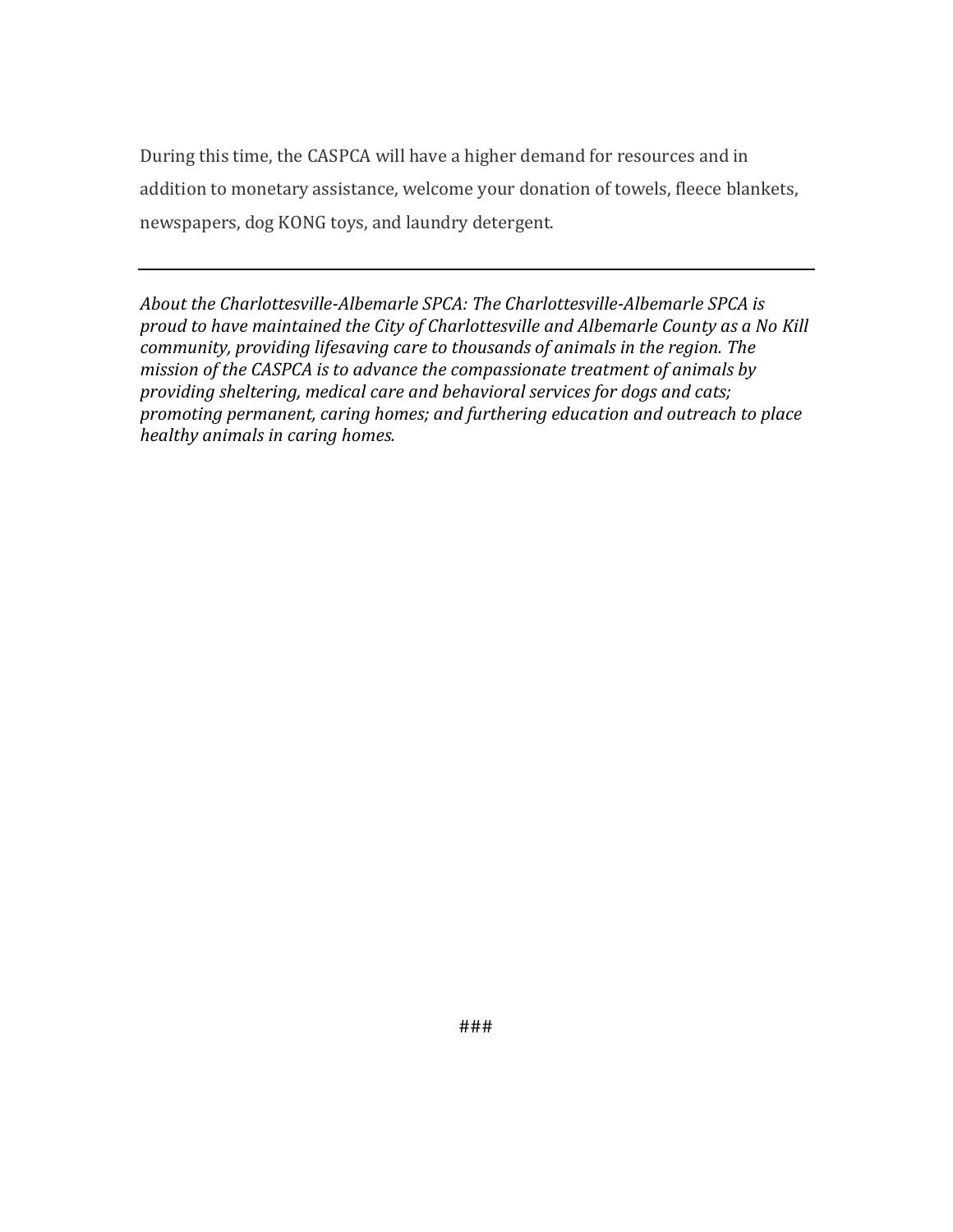During this time, the CASPCA will have a higher demand for resources and in addition to monetary assistance, welcome your donation of towels, fleece blankets, newspapers, dog KONG toys, and laundry detergent.

---

*About the Charlottesville-Albemarle SPCA: The Charlottesville-Albemarle SPCA is proud to have maintained the City of Charlottesville and Albemarle County as a No Kill community, providing lifesaving care to thousands of animals in the region. The mission of the CASPCA is to advance the compassionate treatment of animals by providing sheltering, medical care and behavioral services for dogs and cats; promoting permanent, caring homes; and furthering education and outreach to place healthy animals in caring homes.*

###